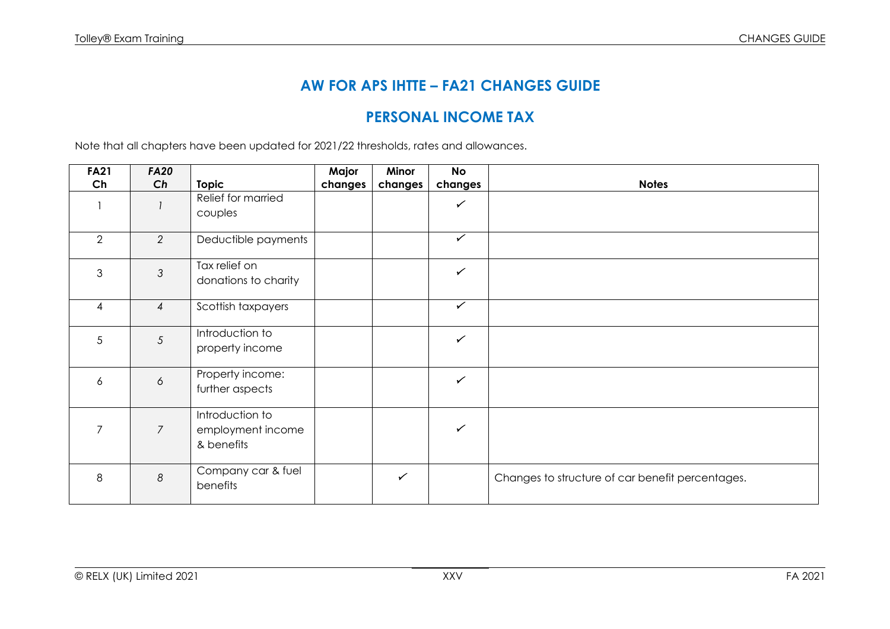# AW FOR APS IHTTE – FA21 CHANGES GUIDE

## PERSONAL INCOME TAX

Note that all chapters have been updated for 2021/22 thresholds, rates and allowances.

| FA21 Ch | *FA20 Ch* | Topic | Major changes | Minor changes | No changes | Notes |
|---|---|---|---|---|---|---|
| 1 | *1* | Relief for married couples | | | ✓ | |
| 2 | *2* | Deductible payments | | | ✓ | |
| 3 | *3* | Tax relief on donations to charity | | | ✓ | |
| 4 | *4* | Scottish taxpayers | | | ✓ | |
| 5 | *5* | Introduction to property income | | | ✓ | |
| 6 | *6* | Property income: further aspects | | | ✓ | |
| 7 | *7* | Introduction to employment income & benefits | | | ✓ | |
| 8 | *8* | Company car & fuel benefits | | ✓ | | Changes to structure of car benefit percentages. |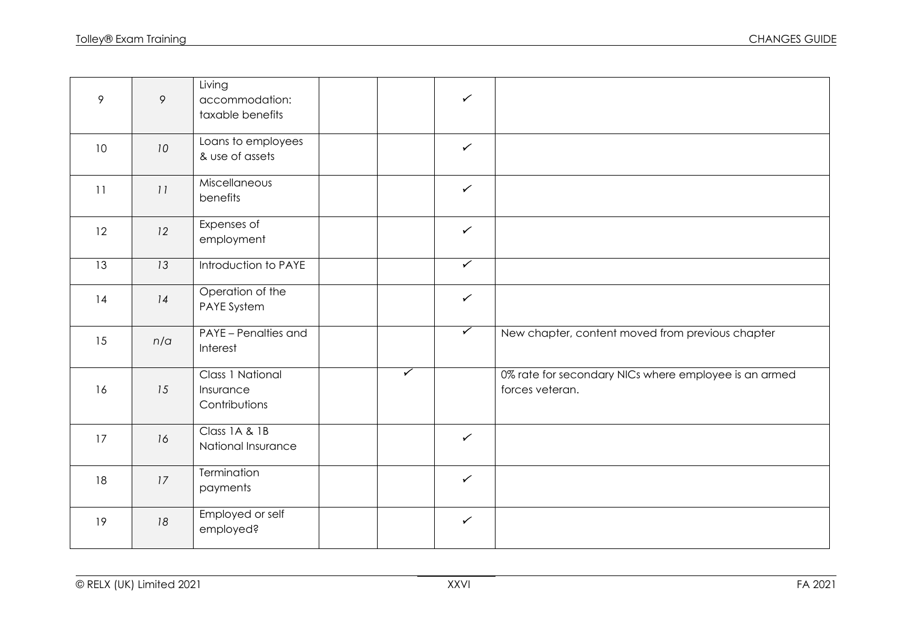| | | | | | | |
|---|---|---|---|---|---|---|
| 9 | *9* | Living accommodation: taxable benefits | | | ✓ | |
| 10 | *10* | Loans to employees & use of assets | | | ✓ | |
| 11 | *11* | Miscellaneous benefits | | | ✓ | |
| 12 | *12* | Expenses of employment | | | ✓ | |
| 13 | *13* | Introduction to PAYE | | | ✓ | |
| 14 | *14* | Operation of the PAYE System | | | ✓ | |
| 15 | *n/a* | PAYE – Penalties and Interest | | | ✓ | New chapter, content moved from previous chapter |
| 16 | *15* | Class 1 National Insurance Contributions | | ✓ | | 0% rate for secondary NICs where employee is an armed forces veteran. |
| 17 | *16* | Class 1A & 1B National Insurance | | | ✓ | |
| 18 | *17* | Termination payments | | | ✓ | |
| 19 | *18* | Employed or self employed? | | | ✓ | |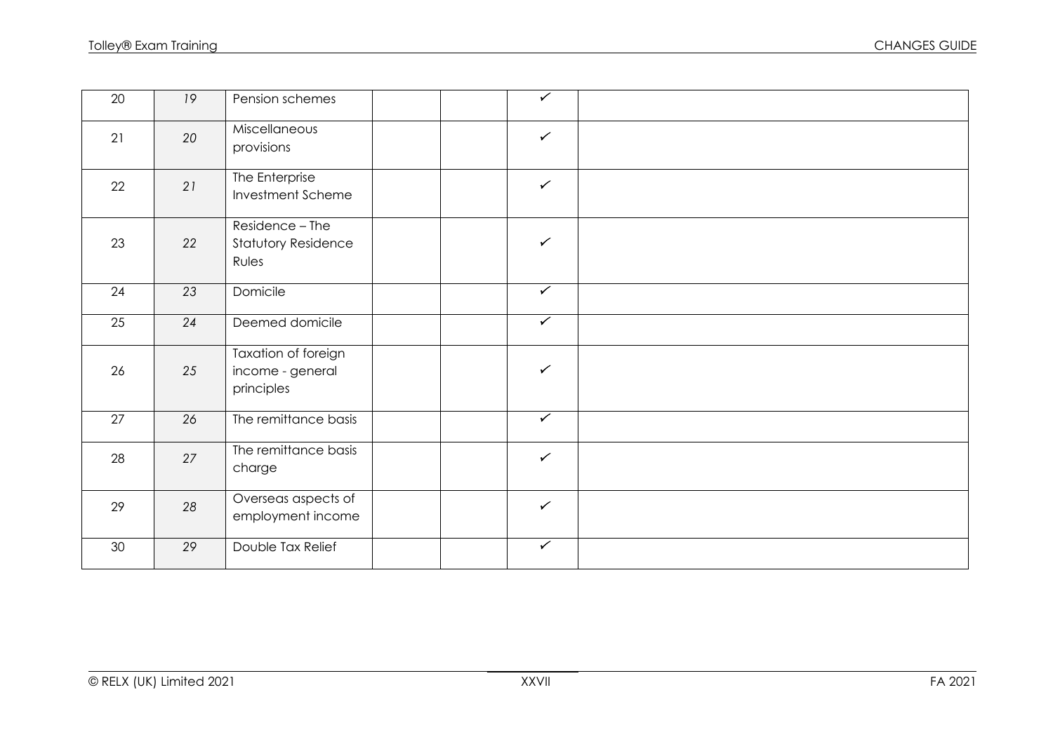| | | | | | | |
|---|---|---|---|---|---|---|
| 20 | 19 | Pension schemes | | | ✓ | |
| 21 | 20 | Miscellaneous provisions | | | ✓ | |
| 22 | 21 | The Enterprise Investment Scheme | | | ✓ | |
| 23 | 22 | Residence – The Statutory Residence Rules | | | ✓ | |
| 24 | 23 | Domicile | | | ✓ | |
| 25 | 24 | Deemed domicile | | | ✓ | |
| 26 | 25 | Taxation of foreign income - general principles | | | ✓ | |
| 27 | 26 | The remittance basis | | | ✓ | |
| 28 | 27 | The remittance basis charge | | | ✓ | |
| 29 | 28 | Overseas aspects of employment income | | | ✓ | |
| 30 | 29 | Double Tax Relief | | | ✓ | |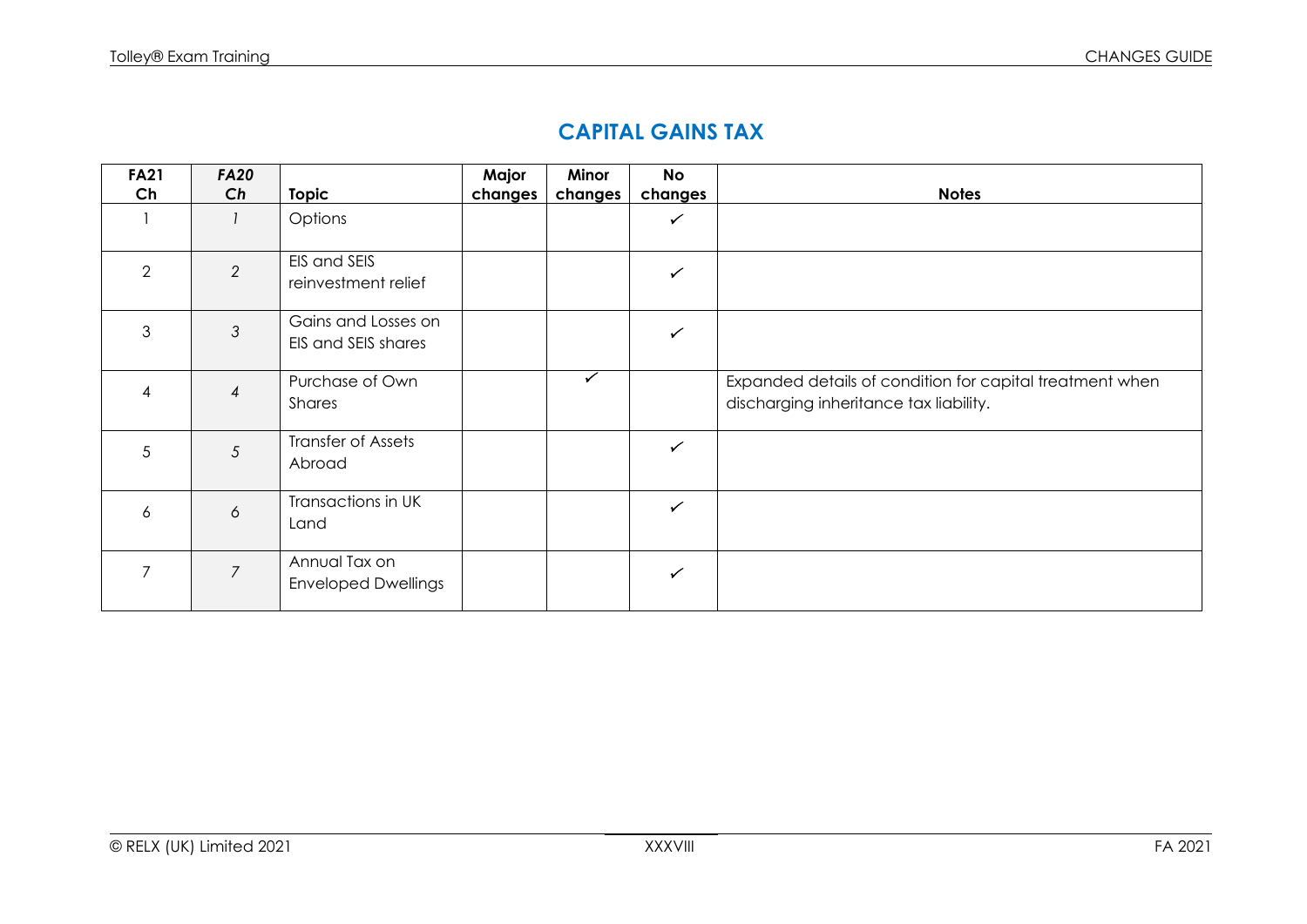## CAPITAL GAINS TAX

| FA21 Ch | *FA20 Ch* | Topic | Major changes | Minor changes | No changes | Notes |
|---|---|---|---|---|---|---|
| 1 | *1* | Options | | | ✓ | |
| 2 | *2* | EIS and SEIS reinvestment relief | | | ✓ | |
| 3 | *3* | Gains and Losses on EIS and SEIS shares | | | ✓ | |
| 4 | *4* | Purchase of Own Shares | | ✓ | | Expanded details of condition for capital treatment when discharging inheritance tax liability. |
| 5 | *5* | Transfer of Assets Abroad | | | ✓ | |
| 6 | *6* | Transactions in UK Land | | | ✓ | |
| 7 | *7* | Annual Tax on Enveloped Dwellings | | | ✓ | |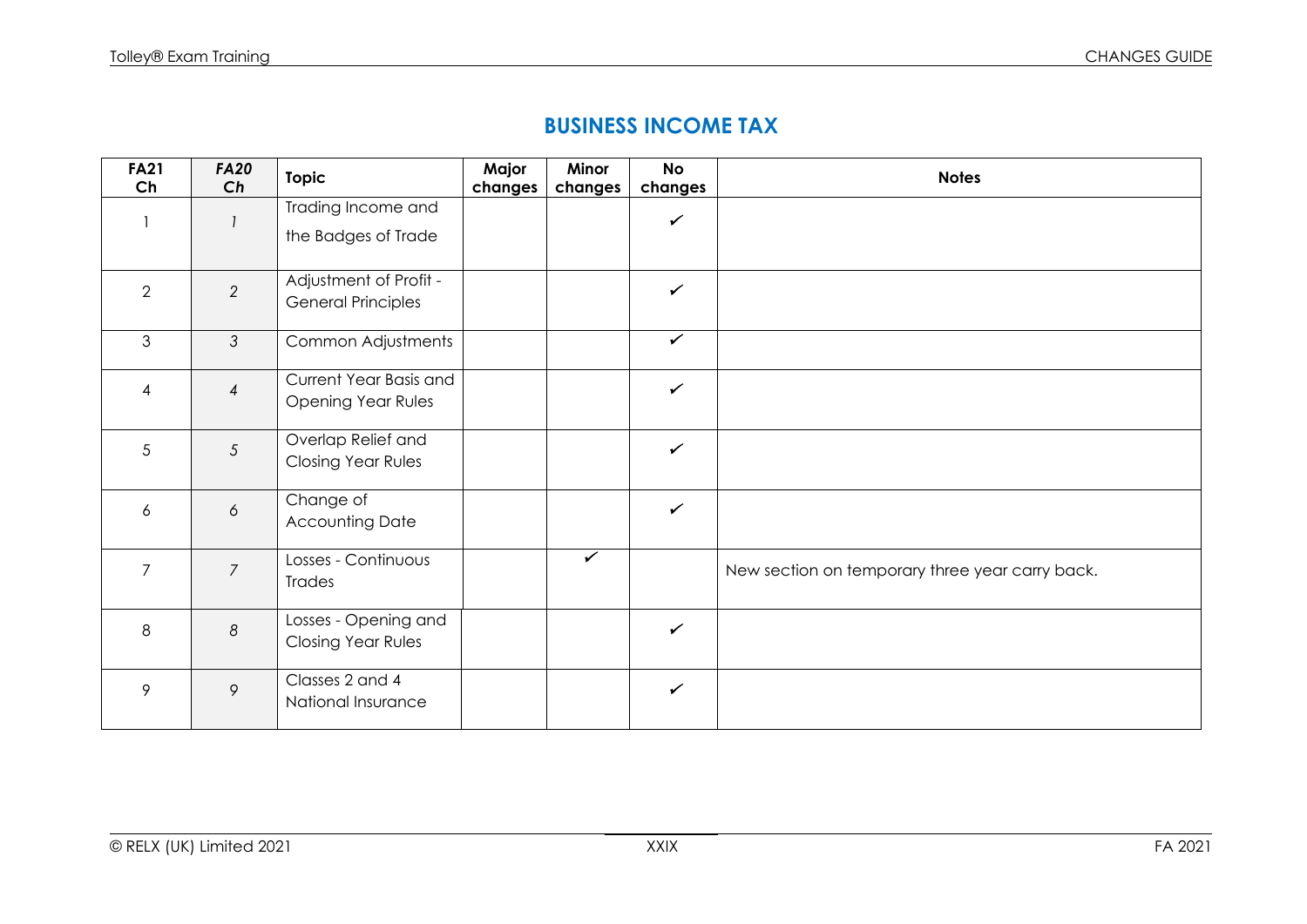## BUSINESS INCOME TAX

| FA21 Ch | *FA20 Ch* | Topic | Major changes | Minor changes | No changes | Notes |
|---|---|---|---|---|---|---|
| 1 | *1* | Trading Income and the Badges of Trade | | | ✓ | |
| 2 | *2* | Adjustment of Profit - General Principles | | | ✓ | |
| 3 | *3* | Common Adjustments | | | ✓ | |
| 4 | *4* | Current Year Basis and Opening Year Rules | | | ✓ | |
| 5 | *5* | Overlap Relief and Closing Year Rules | | | ✓ | |
| 6 | *6* | Change of Accounting Date | | | ✓ | |
| 7 | *7* | Losses - Continuous Trades | | ✓ | | New section on temporary three year carry back. |
| 8 | *8* | Losses - Opening and Closing Year Rules | | | ✓ | |
| 9 | *9* | Classes 2 and 4 National Insurance | | | ✓ | |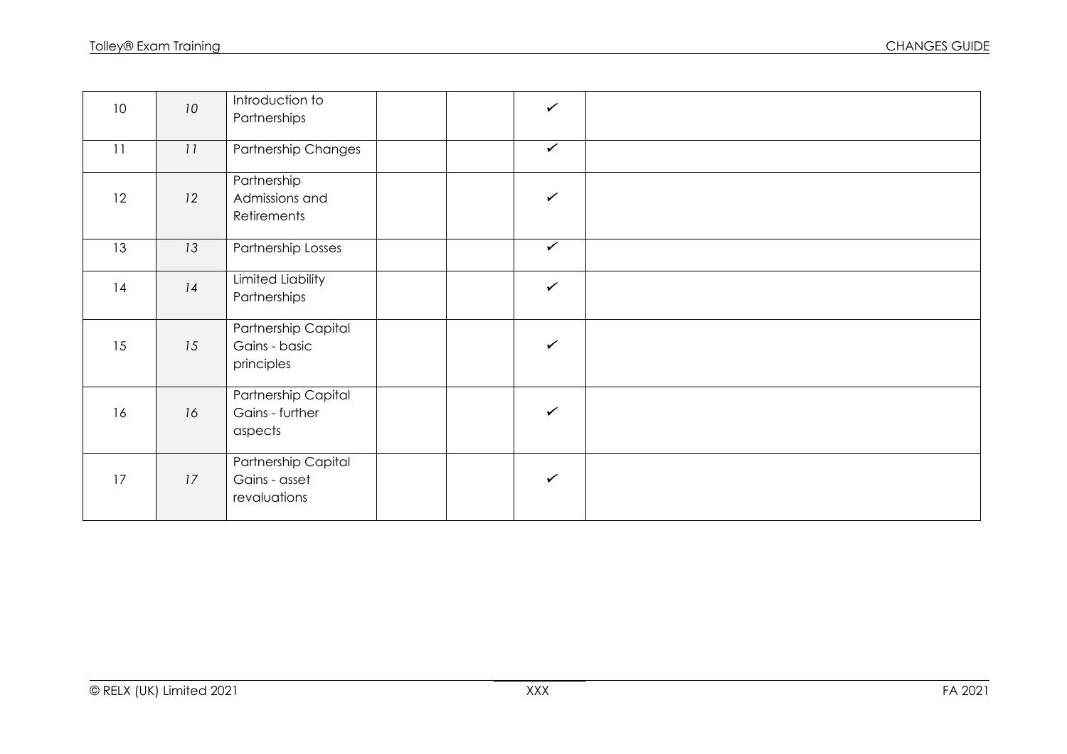| | | | | | | |
|---|---|---|---|---|---|---|
| 10 | *10* | Introduction to Partnerships | | | ✓ | |
| 11 | *11* | Partnership Changes | | | ✓ | |
| 12 | *12* | Partnership Admissions and Retirements | | | ✓ | |
| 13 | *13* | Partnership Losses | | | ✓ | |
| 14 | *14* | Limited Liability Partnerships | | | ✓ | |
| 15 | *15* | Partnership Capital Gains - basic principles | | | ✓ | |
| 16 | *16* | Partnership Capital Gains - further aspects | | | ✓ | |
| 17 | *17* | Partnership Capital Gains - asset revaluations | | | ✓ | |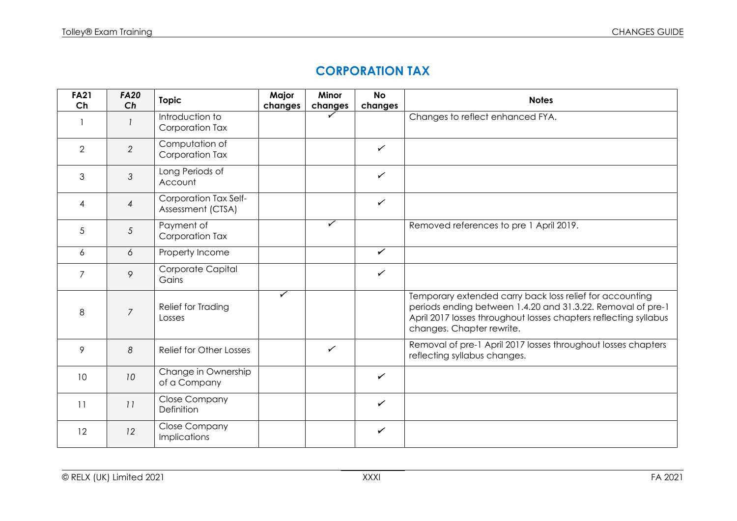# CORPORATION TAX

| FA21 Ch | *FA20 Ch* | Topic | Major changes | Minor changes | No changes | Notes |
|---|---|---|---|---|---|---|
| 1 | *1* | Introduction to Corporation Tax | | ✓ | | Changes to reflect enhanced FYA. |
| 2 | *2* | Computation of Corporation Tax | | | ✓ | |
| 3 | *3* | Long Periods of Account | | | ✓ | |
| 4 | *4* | Corporation Tax Self-Assessment (CTSA) | | | ✓ | |
| 5 | *5* | Payment of Corporation Tax | | ✓ | | Removed references to pre 1 April 2019. |
| 6 | *6* | Property Income | | | ✓ | |
| 7 | *9* | Corporate Capital Gains | | | ✓ | |
| 8 | *7* | Relief for Trading Losses | ✓ | | | Temporary extended carry back loss relief for accounting periods ending between 1.4.20 and 31.3.22. Removal of pre-1 April 2017 losses throughout losses chapters reflecting syllabus changes. Chapter rewrite. |
| 9 | *8* | Relief for Other Losses | | ✓ | | Removal of pre-1 April 2017 losses throughout losses chapters reflecting syllabus changes. |
| 10 | *10* | Change in Ownership of a Company | | | ✓ | |
| 11 | *11* | Close Company Definition | | | ✓ | |
| 12 | *12* | Close Company Implications | | | ✓ | |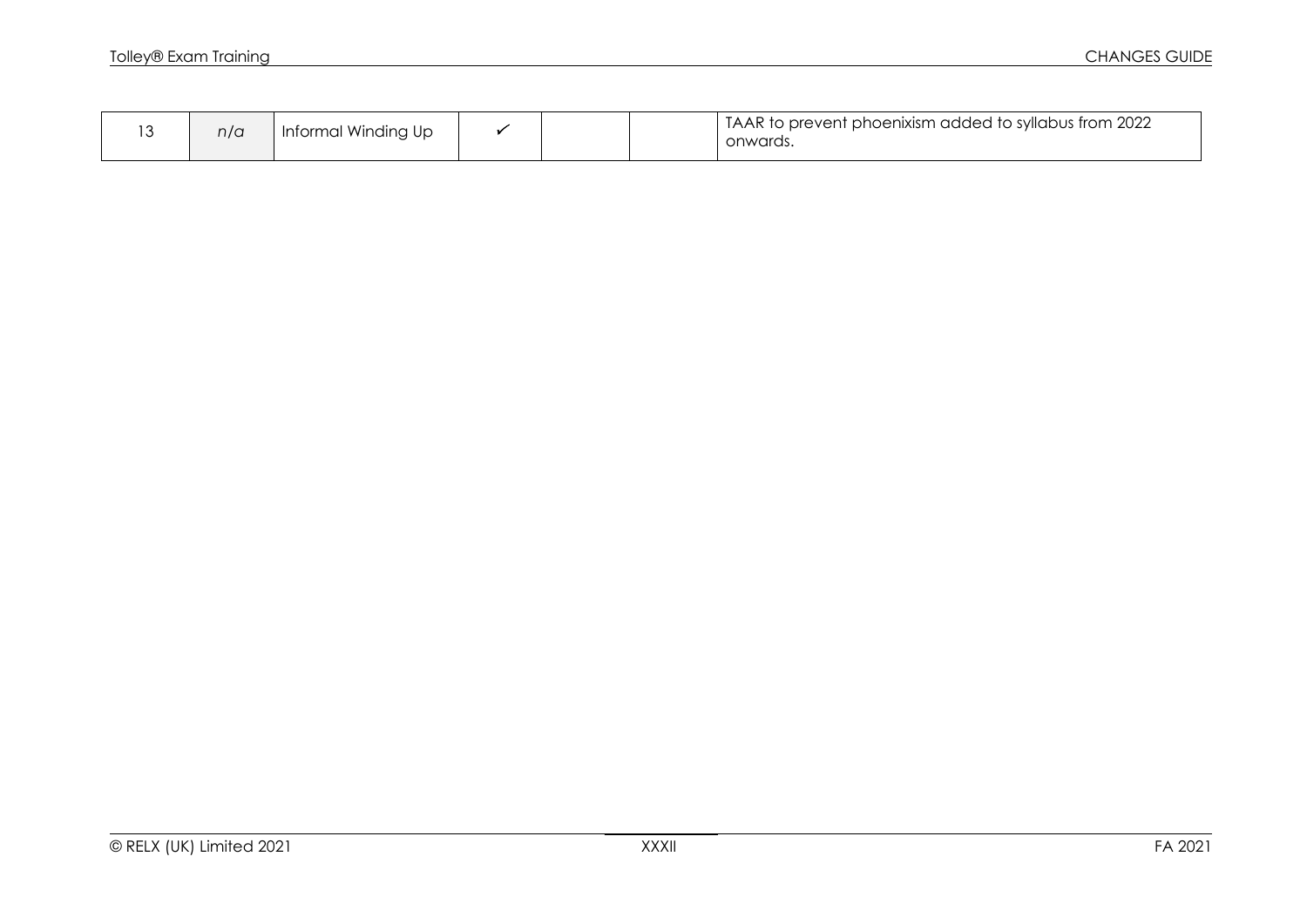| 13 | *n/a* | Informal Winding Up | ✓ | | | TAAR to prevent phoenixism added to syllabus from 2022 onwards. |
|---|---|---|---|---|---|---|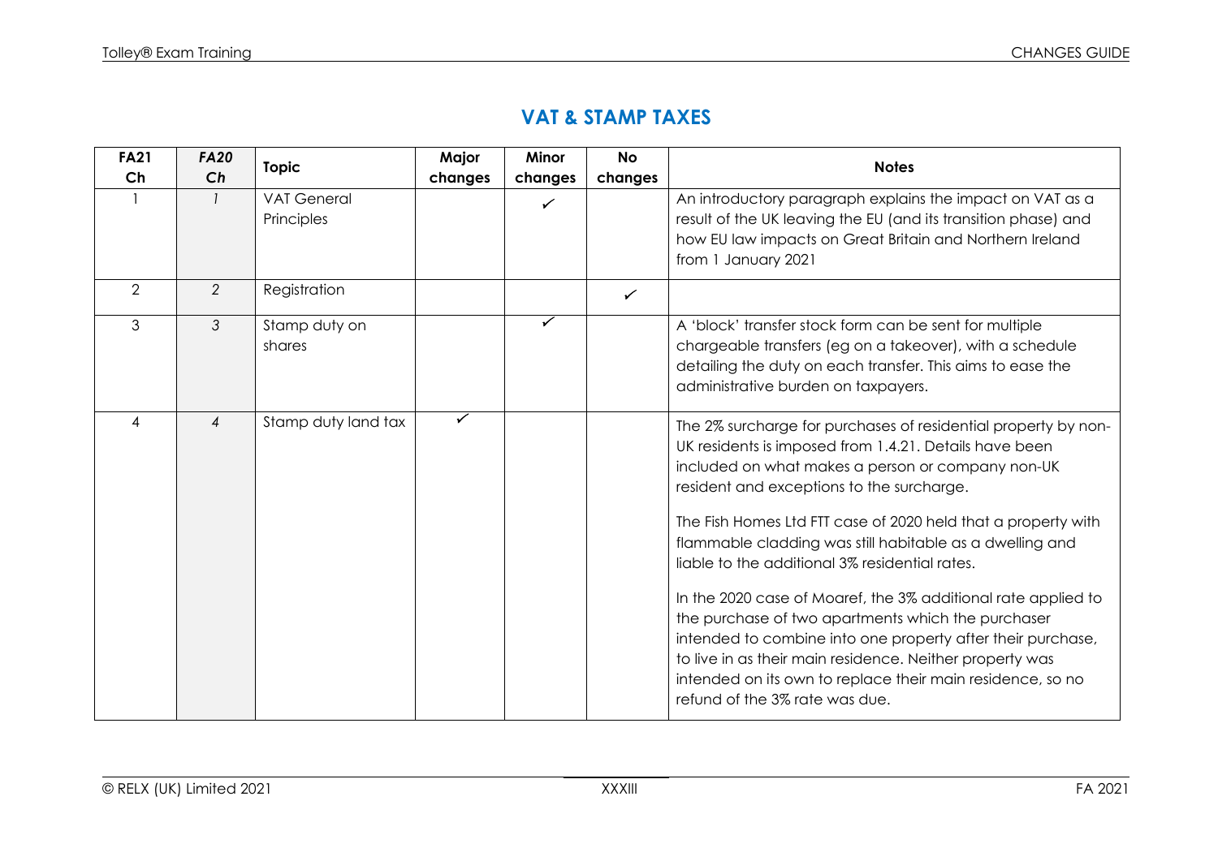## VAT & STAMP TAXES

| FA21 Ch | FA20 Ch | Topic | Major changes | Minor changes | No changes | Notes |
|---|---|---|---|---|---|---|
| 1 | *1* | VAT General Principles | | ✓ | | An introductory paragraph explains the impact on VAT as a result of the UK leaving the EU (and its transition phase) and how EU law impacts on Great Britain and Northern Ireland from 1 January 2021 |
| 2 | *2* | Registration | | | ✓ | |
| 3 | *3* | Stamp duty on shares | | ✓ | | A 'block' transfer stock form can be sent for multiple chargeable transfers (eg on a takeover), with a schedule detailing the duty on each transfer. This aims to ease the administrative burden on taxpayers. |
| 4 | *4* | Stamp duty land tax | ✓ | | | The 2% surcharge for purchases of residential property by non-UK residents is imposed from 1.4.21. Details have been included on what makes a person or company non-UK resident and exceptions to the surcharge.<br><br>The Fish Homes Ltd FTT case of 2020 held that a property with flammable cladding was still habitable as a dwelling and liable to the additional 3% residential rates.<br><br>In the 2020 case of Moaref, the 3% additional rate applied to the purchase of two apartments which the purchaser intended to combine into one property after their purchase, to live in as their main residence. Neither property was intended on its own to replace their main residence, so no refund of the 3% rate was due. |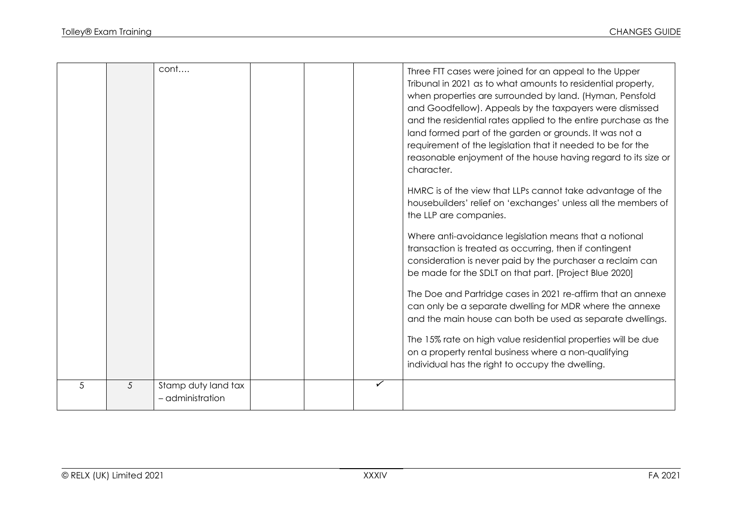| | | | | | | |
|---|---|---|---|---|---|---|
| | | cont…. | | | | Three FTT cases were joined for an appeal to the Upper Tribunal in 2021 as to what amounts to residential property, when properties are surrounded by land. (Hyman, Pensfold and Goodfellow). Appeals by the taxpayers were dismissed and the residential rates applied to the entire purchase as the land formed part of the garden or grounds. It was not a requirement of the legislation that it needed to be for the reasonable enjoyment of the house having regard to its size or character.<br><br>HMRC is of the view that LLPs cannot take advantage of the housebuilders' relief on 'exchanges' unless all the members of the LLP are companies.<br><br>Where anti-avoidance legislation means that a notional transaction is treated as occurring, then if contingent consideration is never paid by the purchaser a reclaim can be made for the SDLT on that part. [Project Blue 2020]<br><br>The Doe and Partridge cases in 2021 re-affirm that an annexe can only be a separate dwelling for MDR where the annexe and the main house can both be used as separate dwellings.<br><br>The 15% rate on high value residential properties will be due on a property rental business where a non-qualifying individual has the right to occupy the dwelling. |
| 5 | 5 | Stamp duty land tax – administration | | | ✓ | |